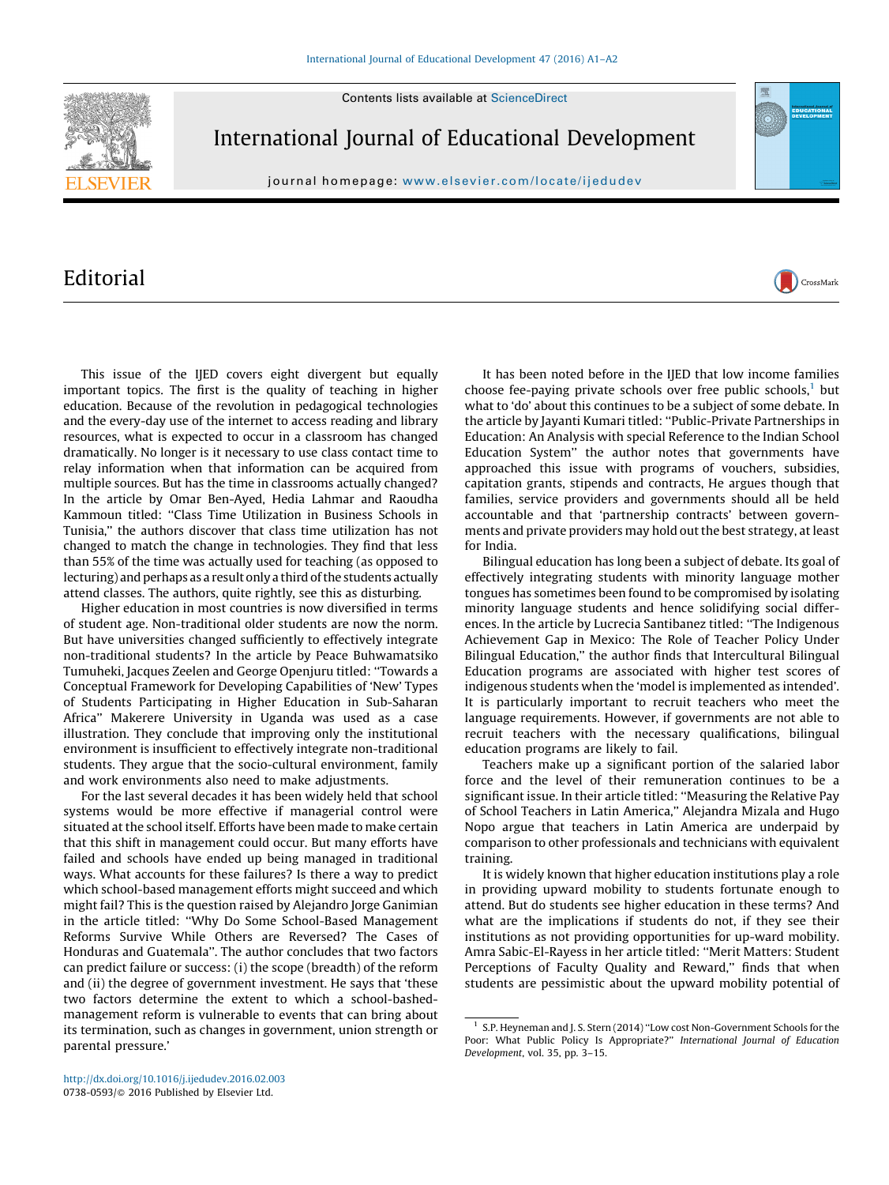# Editorial

This issue of the IJED covers eight divergent but equally important topics. The first is the quality of teaching in higher education. Because of the revolution in pedagogical technologies and the every-day use of the internet to access reading and library resources, what is expected to occur in a classroom has changed dramatically. No longer is it necessary to use class contact time to relay information when that information can be acquired from multiple sources. But has the time in classrooms actually changed? In the article by Omar Ben-Ayed, Hedia Lahmar and Raoudha Kammoun titled: "Class Time Utilization in Business Schools in Tunisia," the authors discover that class time utilization has not changed to match the change in technologies. They find that less than 55% of the time was actually used for teaching (as opposed to lecturing) and perhaps as a result only a third of the students actually attend classes. The authors, quite rightly, see this as disturbing.

Higher education in most countries is now diversified in terms of student age. Non-traditional older students are now the norm. But have universities changed sufficiently to effectively integrate non-traditional students? In the article by Peace Buhwamatsiko Tumuheki, Jacques Zeelen and George Openjuru titled: "Towards a Conceptual Framework for Developing Capabilities of 'New' Types of Students Participating in Higher Education in Sub-Saharan Africa" Makerere University in Uganda was used as a case illustration. They conclude that improving only the institutional environment is insufficient to effectively integrate non-traditional students. They argue that the socio-cultural environment, family and work environments also need to make adjustments.

For the last several decades it has been widely held that school systems would be more effective if managerial control were situated at the school itself. Efforts have been made to make certain that this shift in management could occur. But many efforts have failed and schools have ended up being managed in traditional ways. What accounts for these failures? Is there a way to predict which school-based management efforts might succeed and which might fail? This is the question raised by Alejandro Jorge Ganimian in the article titled: "Why Do Some School-Based Management Reforms Survive While Others are Reversed? The Cases of Honduras and Guatemala". The author concludes that two factors can predict failure or success: (i) the scope (breadth) of the reform and (ii) the degree of government investment. He says that 'these two factors determine the extent to which a school-bashed-management reform is vulnerable to events that can bring about its termination, such as changes in government, union strength or parental pressure.'

It has been noted before in the IJED that low income families choose fee-paying private schools over free public schools,[1] but what to 'do' about this continues to be a subject of some debate. In the article by Jayanti Kumari titled: "Public-Private Partnerships in Education: An Analysis with special Reference to the Indian School Education System" the author notes that governments have approached this issue with programs of vouchers, subsidies, capitation grants, stipends and contracts, He argues though that families, service providers and governments should all be held accountable and that 'partnership contracts' between governments and private providers may hold out the best strategy, at least for India.

Bilingual education has long been a subject of debate. Its goal of effectively integrating students with minority language mother tongues has sometimes been found to be compromised by isolating minority language students and hence solidifying social differences. In the article by Lucrecia Santibanez titled: "The Indigenous Achievement Gap in Mexico: The Role of Teacher Policy Under Bilingual Education," the author finds that Intercultural Bilingual Education programs are associated with higher test scores of indigenous students when the 'model is implemented as intended'. It is particularly important to recruit teachers who meet the language requirements. However, if governments are not able to recruit teachers with the necessary qualifications, bilingual education programs are likely to fail.

Teachers make up a significant portion of the salaried labor force and the level of their remuneration continues to be a significant issue. In their article titled: "Measuring the Relative Pay of School Teachers in Latin America," Alejandra Mizala and Hugo Nopo argue that teachers in Latin America are underpaid by comparison to other professionals and technicians with equivalent training.

It is widely known that higher education institutions play a role in providing upward mobility to students fortunate enough to attend. But do students see higher education in these terms? And what are the implications if students do not, if they see their institutions as not providing opportunities for up-ward mobility. Amra Sabic-El-Rayess in her article titled: "Merit Matters: Student Perceptions of Faculty Quality and Reward," finds that when students are pessimistic about the upward mobility potential of

[1] S.P. Heyneman and J. S. Stern (2014) "Low cost Non-Government Schools for the Poor: What Public Policy Is Appropriate?" *International Journal of Education Development*, vol. 35, pp. 3–15.

http://dx.doi.org/10.1016/j.ijedudev.2016.02.003
0738-0593/© 2016 Published by Elsevier Ltd.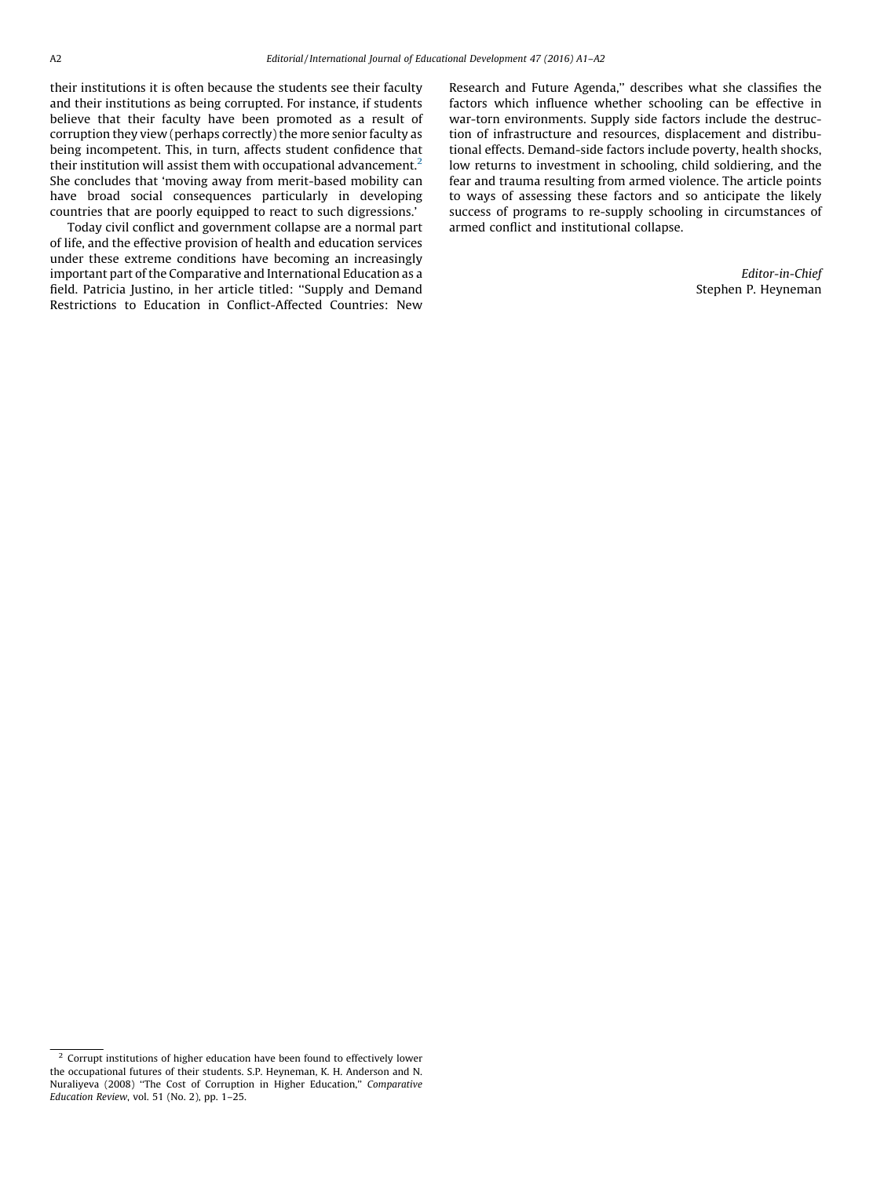their institutions it is often because the students see their faculty and their institutions as being corrupted. For instance, if students believe that their faculty have been promoted as a result of corruption they view (perhaps correctly) the more senior faculty as being incompetent. This, in turn, affects student confidence that their institution will assist them with occupational advancement.[2] She concludes that 'moving away from merit-based mobility can have broad social consequences particularly in developing countries that are poorly equipped to react to such digressions.'

Today civil conflict and government collapse are a normal part of life, and the effective provision of health and education services under these extreme conditions have becoming an increasingly important part of the Comparative and International Education as a field. Patricia Justino, in her article titled: "Supply and Demand Restrictions to Education in Conflict-Affected Countries: New Research and Future Agenda," describes what she classifies the factors which influence whether schooling can be effective in war-torn environments. Supply side factors include the destruction of infrastructure and resources, displacement and distributional effects. Demand-side factors include poverty, health shocks, low returns to investment in schooling, child soldiering, and the fear and trauma resulting from armed violence. The article points to ways of assessing these factors and so anticipate the likely success of programs to re-supply schooling in circumstances of armed conflict and institutional collapse.

*Editor-in-Chief*
Stephen P. Heyneman

[2] Corrupt institutions of higher education have been found to effectively lower the occupational futures of their students. S.P. Heyneman, K. H. Anderson and N. Nuraliyeva (2008) "The Cost of Corruption in Higher Education," *Comparative Education Review*, vol. 51 (No. 2), pp. 1–25.